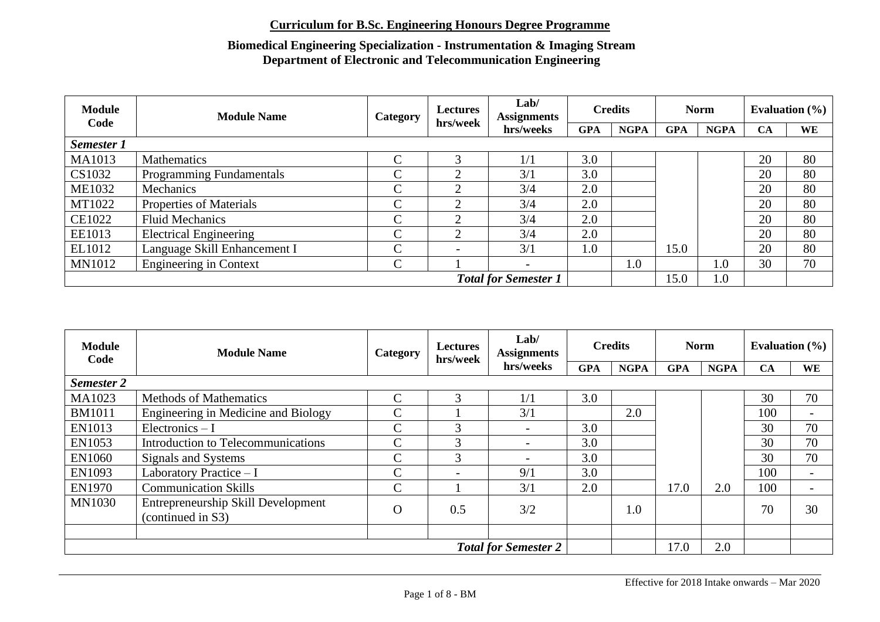**Curriculum for B.Sc. Engineering Honours Degree Programme**

**Biomedical Engineering Specialization - Instrumentation & Imaging Stream**
**Department of Electronic and Telecommunication Engineering**

| Module Code | Module Name | Category | Lectures hrs/week | Lab/ Assignments hrs/weeks | Credits | | Norm | | Evaluation (%) | |
|---|---|---|---|---|---|---|---|---|---|---|
| | | | | | GPA | NGPA | GPA | NGPA | CA | WE |
| ***Semester 1*** | | | | | | | | | | |
| MA1013 | Mathematics | C | 3 | 1/1 | 3.0 | | | | 20 | 80 |
| CS1032 | Programming Fundamentals | C | 2 | 3/1 | 3.0 | | | | 20 | 80 |
| ME1032 | Mechanics | C | 2 | 3/4 | 2.0 | | | | 20 | 80 |
| MT1022 | Properties of Materials | C | 2 | 3/4 | 2.0 | | | | 20 | 80 |
| CE1022 | Fluid Mechanics | C | 2 | 3/4 | 2.0 | | | | 20 | 80 |
| EE1013 | Electrical Engineering | C | 2 | 3/4 | 2.0 | | | | 20 | 80 |
| EL1012 | Language Skill Enhancement I | C | - | 3/1 | 1.0 | | 15.0 | | 20 | 80 |
| MN1012 | Engineering in Context | C | 1 | - | | 1.0 | | 1.0 | 30 | 70 |
| | | | | ***Total for Semester 1*** | | | 15.0 | 1.0 | | |

| Module Code | Module Name | Category | Lectures hrs/week | Lab/ Assignments hrs/weeks | Credits | | Norm | | Evaluation (%) | |
|---|---|---|---|---|---|---|---|---|---|---|
| | | | | | GPA | NGPA | GPA | NGPA | CA | WE |
| ***Semester 2*** | | | | | | | | | | |
| MA1023 | Methods of Mathematics | C | 3 | 1/1 | 3.0 | | | | 30 | 70 |
| BM1011 | Engineering in Medicine and Biology | C | 1 | 3/1 | | 2.0 | | | 100 | - |
| EN1013 | Electronics – I | C | 3 | - | 3.0 | | | | 30 | 70 |
| EN1053 | Introduction to Telecommunications | C | 3 | - | 3.0 | | | | 30 | 70 |
| EN1060 | Signals and Systems | C | 3 | - | 3.0 | | | | 30 | 70 |
| EN1093 | Laboratory Practice – I | C | - | 9/1 | 3.0 | | | | 100 | - |
| EN1970 | Communication Skills | C | 1 | 3/1 | 2.0 | | 17.0 | 2.0 | 100 | - |
| MN1030 | Entrepreneurship Skill Development (continued in S3) | O | 0.5 | 3/2 | | 1.0 | | | 70 | 30 |
| | | | | | | | | | | |
| | | | | ***Total for Semester 2*** | | | 17.0 | 2.0 | | |

Effective for 2018 Intake onwards – Mar 2020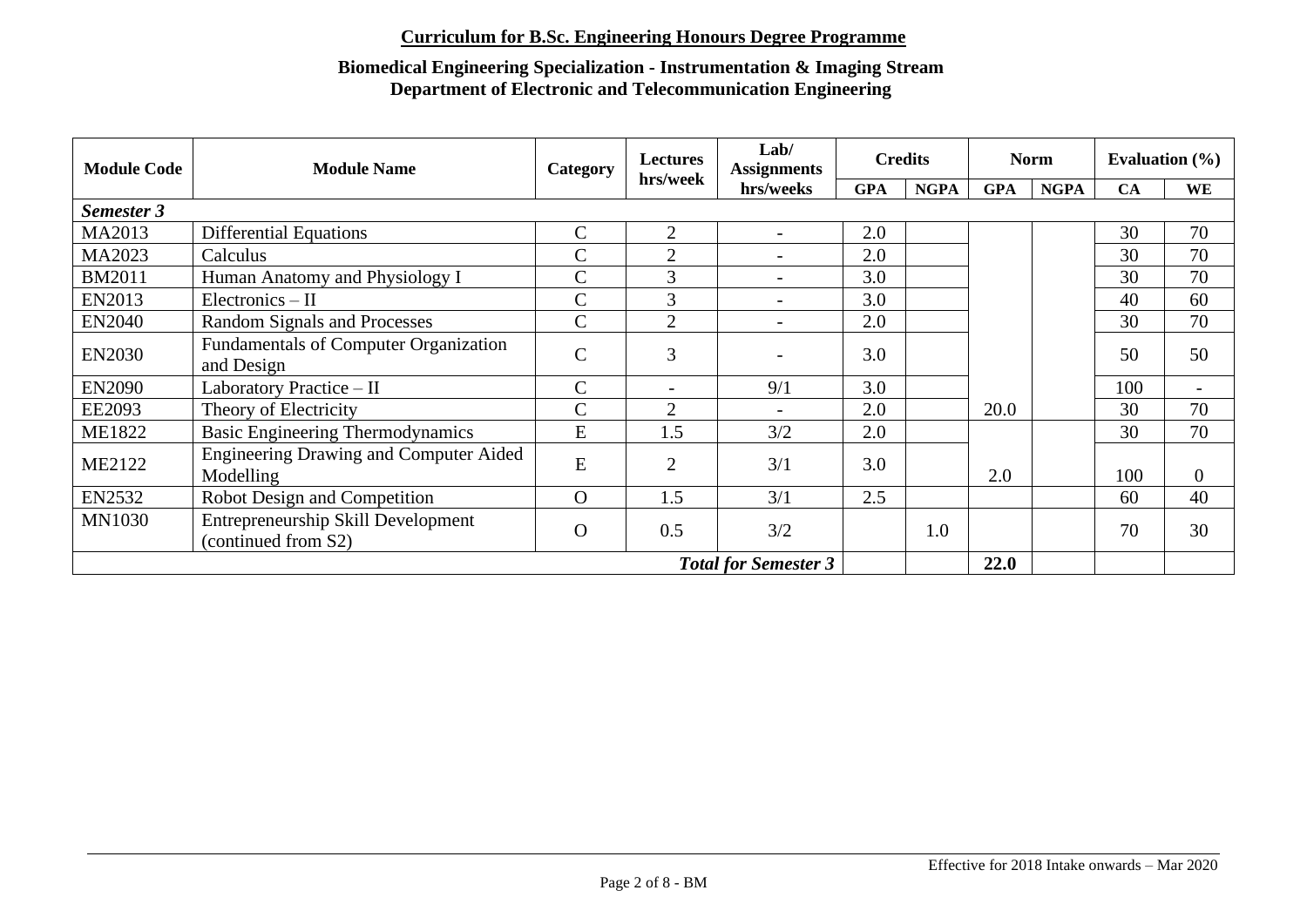**Curriculum for B.Sc. Engineering Honours Degree Programme**

**Biomedical Engineering Specialization - Instrumentation & Imaging Stream**
**Department of Electronic and Telecommunication Engineering**

| Module Code | Module Name | Category | Lectures hrs/week | Lab/ Assignments hrs/weeks | Credits | | Norm | | Evaluation (%) | |
|---|---|---|---|---|---|---|---|---|---|---|
| | | | | | GPA | NGPA | GPA | NGPA | CA | WE |
| ***Semester 3*** | | | | | | | | | | |
| MA2013 | Differential Equations | C | 2 | - | 2.0 | | | | 30 | 70 |
| MA2023 | Calculus | C | 2 | - | 2.0 | | | | 30 | 70 |
| BM2011 | Human Anatomy and Physiology I | C | 3 | - | 3.0 | | | | 30 | 70 |
| EN2013 | Electronics – II | C | 3 | - | 3.0 | | | | 40 | 60 |
| EN2040 | Random Signals and Processes | C | 2 | - | 2.0 | | | | 30 | 70 |
| EN2030 | Fundamentals of Computer Organization and Design | C | 3 | - | 3.0 | | | | 50 | 50 |
| EN2090 | Laboratory Practice – II | C | - | 9/1 | 3.0 | | | | 100 | - |
| EE2093 | Theory of Electricity | C | 2 | - | 2.0 | | 20.0 | | 30 | 70 |
| ME1822 | Basic Engineering Thermodynamics | E | 1.5 | 3/2 | 2.0 | | | | 30 | 70 |
| ME2122 | Engineering Drawing and Computer Aided Modelling | E | 2 | 3/1 | 3.0 | | 2.0 | | 100 | 0 |
| EN2532 | Robot Design and Competition | O | 1.5 | 3/1 | 2.5 | | | | 60 | 40 |
| MN1030 | Entrepreneurship Skill Development (continued from S2) | O | 0.5 | 3/2 | | 1.0 | | | 70 | 30 |
| | | | | ***Total for Semester 3*** | | | **22.0** | | | |

Effective for 2018 Intake onwards – Mar 2020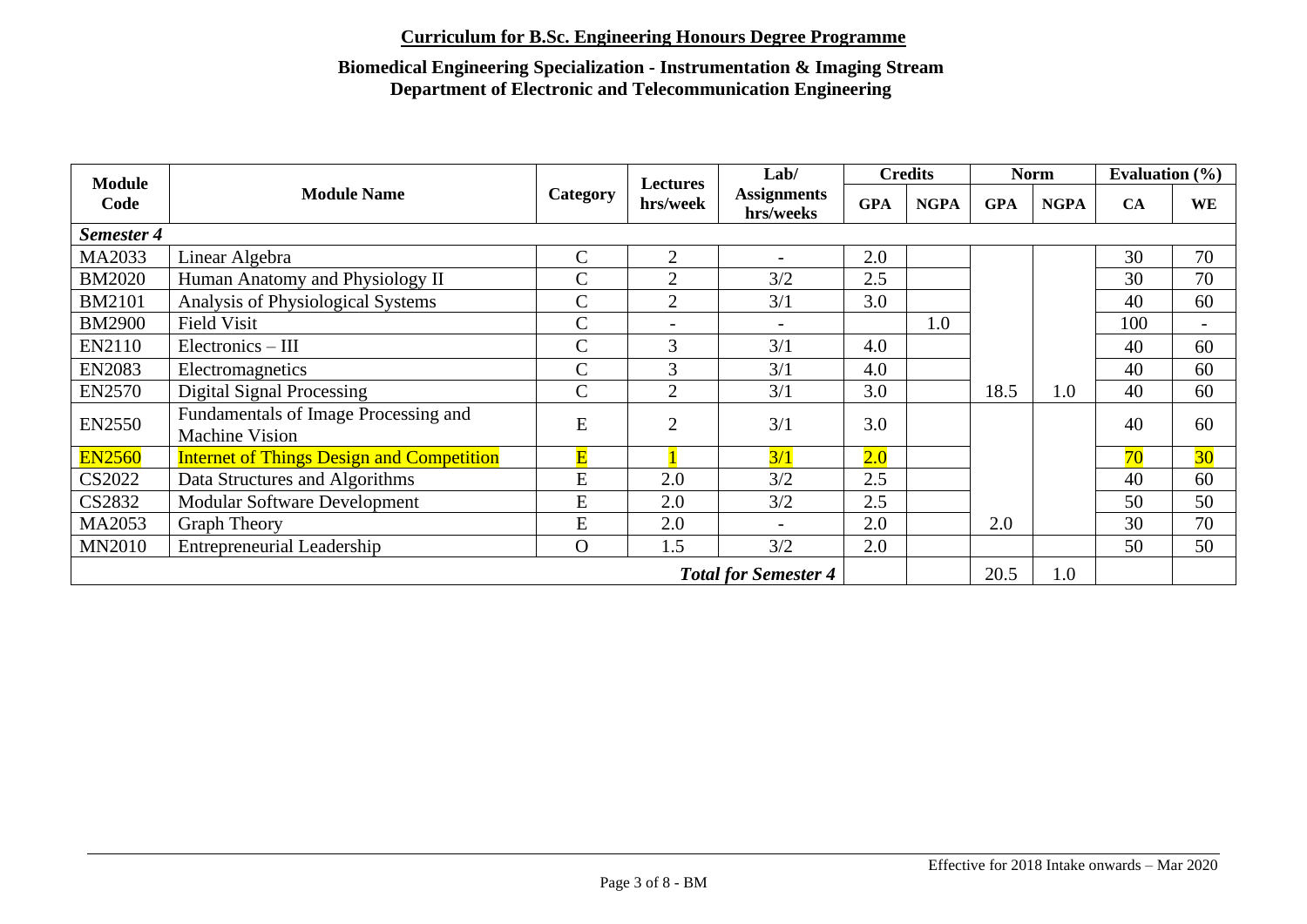**Curriculum for B.Sc. Engineering Honours Degree Programme**

**Biomedical Engineering Specialization - Instrumentation & Imaging Stream**
**Department of Electronic and Telecommunication Engineering**

| Module Code | Module Name | Category | Lectures hrs/week | Lab/ Assignments hrs/weeks | Credits | | Norm | | Evaluation (%) | |
|---|---|---|---|---|---|---|---|---|---|---|
| | | | | | GPA | NGPA | GPA | NGPA | CA | WE |
| ***Semester 4*** | | | | | | | | | | |
| MA2033 | Linear Algebra | C | 2 | - | 2.0 | | | | 30 | 70 |
| BM2020 | Human Anatomy and Physiology II | C | 2 | 3/2 | 2.5 | | | | 30 | 70 |
| BM2101 | Analysis of Physiological Systems | C | 2 | 3/1 | 3.0 | | | | 40 | 60 |
| BM2900 | Field Visit | C | - | - | | 1.0 | | | 100 | - |
| EN2110 | Electronics – III | C | 3 | 3/1 | 4.0 | | | | 40 | 60 |
| EN2083 | Electromagnetics | C | 3 | 3/1 | 4.0 | | | | 40 | 60 |
| EN2570 | Digital Signal Processing | C | 2 | 3/1 | 3.0 | | 18.5 | 1.0 | 40 | 60 |
| EN2550 | Fundamentals of Image Processing and Machine Vision | E | 2 | 3/1 | 3.0 | | | | 40 | 60 |
| EN2560 | Internet of Things Design and Competition | E | 1 | 3/1 | 2.0 | | | | 70 | 30 |
| CS2022 | Data Structures and Algorithms | E | 2.0 | 3/2 | 2.5 | | | | 40 | 60 |
| CS2832 | Modular Software Development | E | 2.0 | 3/2 | 2.5 | | | | 50 | 50 |
| MA2053 | Graph Theory | E | 2.0 | - | 2.0 | | 2.0 | | 30 | 70 |
| MN2010 | Entrepreneurial Leadership | O | 1.5 | 3/2 | 2.0 | | | | 50 | 50 |
| | | | | ***Total for Semester 4*** | | | 20.5 | 1.0 | | |

Effective for 2018 Intake onwards – Mar 2020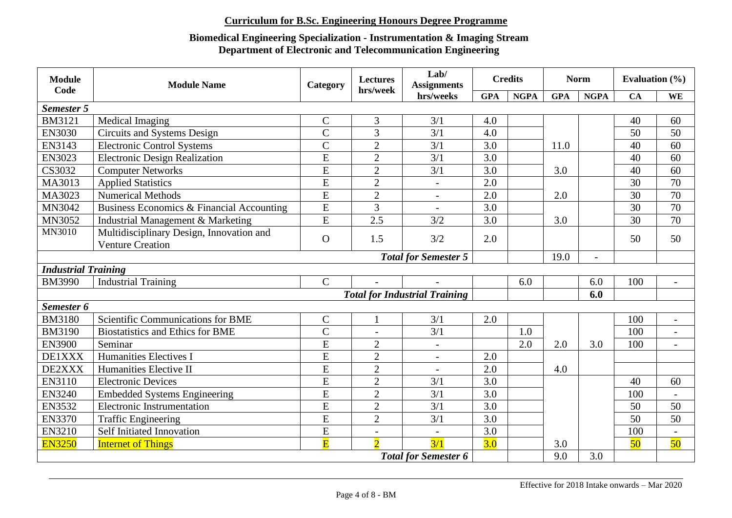## Curriculum for B.Sc. Engineering Honours Degree Programme

### Biomedical Engineering Specialization - Instrumentation & Imaging Stream
### Department of Electronic and Telecommunication Engineering

| Module Code | Module Name | Category | Lectures hrs/week | Lab/ Assignments hrs/weeks | Credits | | Norm | | Evaluation (%) | |
|---|---|---|---|---|---|---|---|---|---|---|
| | | | | | GPA | NGPA | GPA | NGPA | CA | WE |
| ***Semester 5*** | | | | | | | | | | |
| BM3121 | Medical Imaging | C | 3 | 3/1 | 4.0 | | | | 40 | 60 |
| EN3030 | Circuits and Systems Design | C | 3 | 3/1 | 4.0 | | | | 50 | 50 |
| EN3143 | Electronic Control Systems | C | 2 | 3/1 | 3.0 | | 11.0 | | 40 | 60 |
| EN3023 | Electronic Design Realization | E | 2 | 3/1 | 3.0 | | | | 40 | 60 |
| CS3032 | Computer Networks | E | 2 | 3/1 | 3.0 | | 3.0 | | 40 | 60 |
| MA3013 | Applied Statistics | E | 2 | - | 2.0 | | | | 30 | 70 |
| MA3023 | Numerical Methods | E | 2 | - | 2.0 | | 2.0 | | 30 | 70 |
| MN3042 | Business Economics & Financial Accounting | E | 3 | - | 3.0 | | | | 30 | 70 |
| MN3052 | Industrial Management & Marketing | E | 2.5 | 3/2 | 3.0 | | 3.0 | | 30 | 70 |
| MN3010 | Multidisciplinary Design, Innovation and Venture Creation | O | 1.5 | 3/2 | 2.0 | | | | 50 | 50 |
| | | | | ***Total for Semester 5*** | | | 19.0 | - | | |
| ***Industrial Training*** | | | | | | | | | | |
| BM3990 | Industrial Training | C | - | - | | 6.0 | | 6.0 | 100 | - |
| | | | | ***Total for Industrial Training*** | | | | **6.0** | | |
| ***Semester 6*** | | | | | | | | | | |
| BM3180 | Scientific Communications for BME | C | 1 | 3/1 | 2.0 | | | | 100 | - |
| BM3190 | Biostatistics and Ethics for BME | C | - | 3/1 | | 1.0 | | | 100 | - |
| EN3900 | Seminar | E | 2 | - | | 2.0 | 2.0 | 3.0 | 100 | - |
| DE1XXX | Humanities Electives I | E | 2 | - | 2.0 | | | | | |
| DE2XXX | Humanities Elective II | E | 2 | - | 2.0 | | 4.0 | | | |
| EN3110 | Electronic Devices | E | 2 | 3/1 | 3.0 | | | | 40 | 60 |
| EN3240 | Embedded Systems Engineering | E | 2 | 3/1 | 3.0 | | | | 100 | - |
| EN3532 | Electronic Instrumentation | E | 2 | 3/1 | 3.0 | | | | 50 | 50 |
| EN3370 | Traffic Engineering | E | 2 | 3/1 | 3.0 | | | | 50 | 50 |
| EN3210 | Self Initiated Innovation | E | - | - | 3.0 | | | | 100 | - |
| EN3250 | Internet of Things | E | 2 | 3/1 | 3.0 | | 3.0 | | 50 | 50 |
| | | | | ***Total for Semester 6*** | | | 9.0 | 3.0 | | |

Effective for 2018 Intake onwards – Mar 2020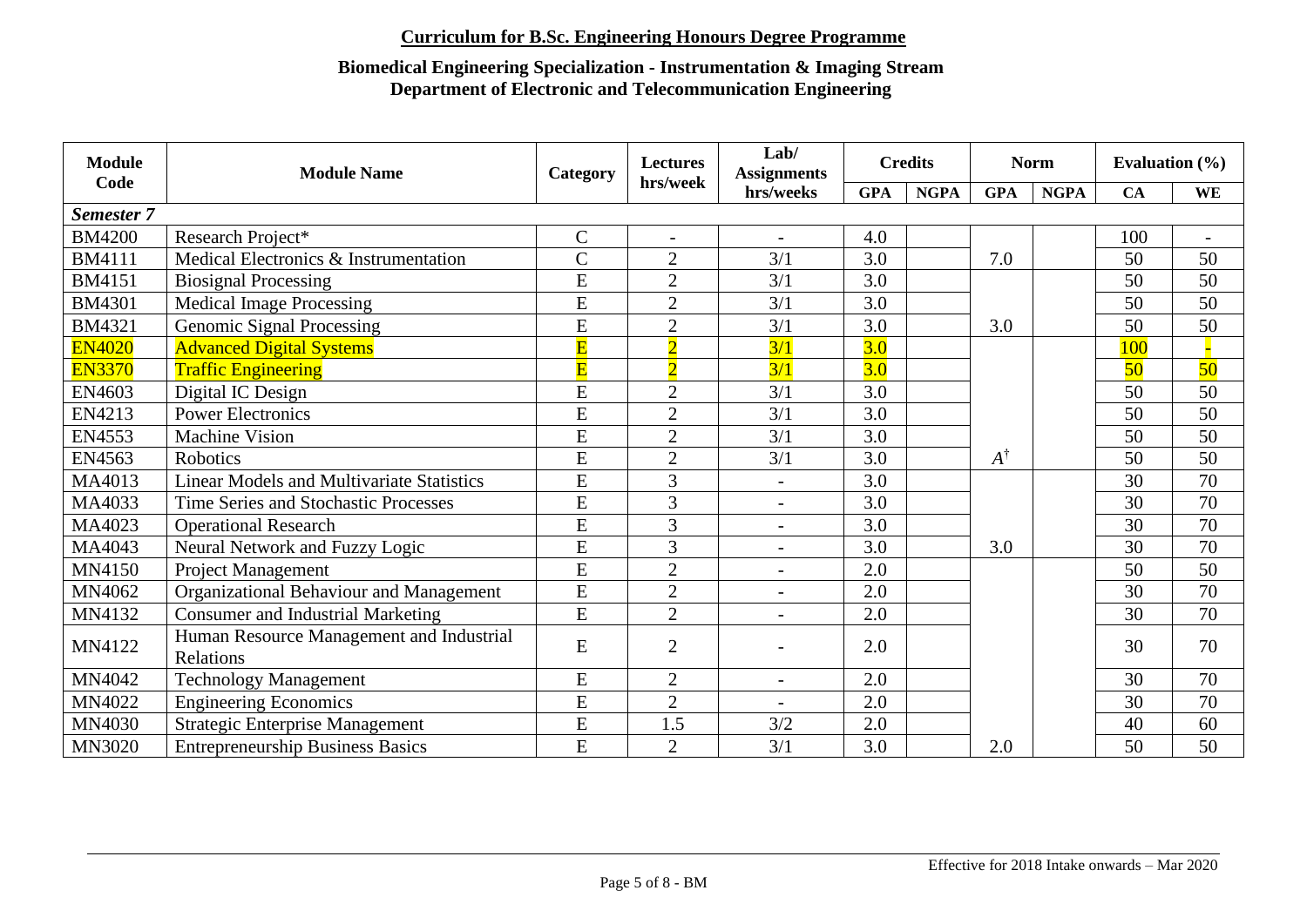**Curriculum for B.Sc. Engineering Honours Degree Programme**

**Biomedical Engineering Specialization - Instrumentation & Imaging Stream**
**Department of Electronic and Telecommunication Engineering**

| Module Code | Module Name | Category | Lectures hrs/week | Lab/ Assignments hrs/weeks | Credits | | Norm | | Evaluation (%) | |
|---|---|---|---|---|---|---|---|---|---|---|
| | | | | | GPA | NGPA | GPA | NGPA | CA | WE |
| ***Semester 7*** | | | | | | | | | | |
| BM4200 | Research Project* | C | - | - | 4.0 | | | | 100 | - |
| BM4111 | Medical Electronics & Instrumentation | C | 2 | 3/1 | 3.0 | | 7.0 | | 50 | 50 |
| BM4151 | Biosignal Processing | E | 2 | 3/1 | 3.0 | | | | 50 | 50 |
| BM4301 | Medical Image Processing | E | 2 | 3/1 | 3.0 | | | | 50 | 50 |
| BM4321 | Genomic Signal Processing | E | 2 | 3/1 | 3.0 | | 3.0 | | 50 | 50 |
| EN4020 | Advanced Digital Systems | E | 2 | 3/1 | 3.0 | | | | 100 | - |
| EN3370 | Traffic Engineering | E | 2 | 3/1 | 3.0 | | | | 50 | 50 |
| EN4603 | Digital IC Design | E | 2 | 3/1 | 3.0 | | | | 50 | 50 |
| EN4213 | Power Electronics | E | 2 | 3/1 | 3.0 | | | | 50 | 50 |
| EN4553 | Machine Vision | E | 2 | 3/1 | 3.0 | | | | 50 | 50 |
| EN4563 | Robotics | E | 2 | 3/1 | 3.0 | | $A^{\dagger}$ | | 50 | 50 |
| MA4013 | Linear Models and Multivariate Statistics | E | 3 | - | 3.0 | | | | 30 | 70 |
| MA4033 | Time Series and Stochastic Processes | E | 3 | - | 3.0 | | | | 30 | 70 |
| MA4023 | Operational Research | E | 3 | - | 3.0 | | | | 30 | 70 |
| MA4043 | Neural Network and Fuzzy Logic | E | 3 | - | 3.0 | | 3.0 | | 30 | 70 |
| MN4150 | Project Management | E | 2 | - | 2.0 | | | | 50 | 50 |
| MN4062 | Organizational Behaviour and Management | E | 2 | - | 2.0 | | | | 30 | 70 |
| MN4132 | Consumer and Industrial Marketing | E | 2 | - | 2.0 | | | | 30 | 70 |
| MN4122 | Human Resource Management and Industrial Relations | E | 2 | - | 2.0 | | | | 30 | 70 |
| MN4042 | Technology Management | E | 2 | - | 2.0 | | | | 30 | 70 |
| MN4022 | Engineering Economics | E | 2 | - | 2.0 | | | | 30 | 70 |
| MN4030 | Strategic Enterprise Management | E | 1.5 | 3/2 | 2.0 | | | | 40 | 60 |
| MN3020 | Entrepreneurship Business Basics | E | 2 | 3/1 | 3.0 | | 2.0 | | 50 | 50 |

Effective for 2018 Intake onwards – Mar 2020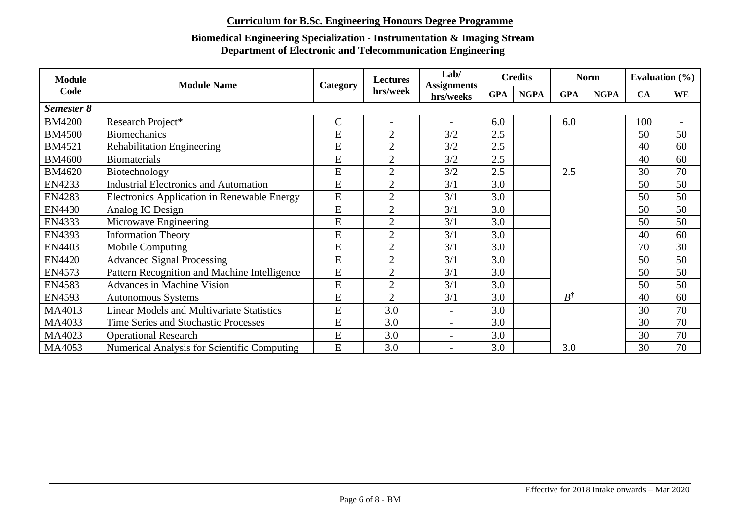## Curriculum for B.Sc. Engineering Honours Degree Programme

**Biomedical Engineering Specialization - Instrumentation & Imaging Stream**
**Department of Electronic and Telecommunication Engineering**

| Module Code | Module Name | Category | Lectures hrs/week | Lab/ Assignments hrs/weeks | Credits | | Norm | | Evaluation (%) | |
|---|---|---|---|---|---|---|---|---|---|---|
| | | | | | GPA | NGPA | GPA | NGPA | CA | WE |
| ***Semester 8*** | | | | | | | | | | |
| BM4200 | Research Project* | C | - | - | 6.0 | | 6.0 | | 100 | - |
| BM4500 | Biomechanics | E | 2 | 3/2 | 2.5 | | | | 50 | 50 |
| BM4521 | Rehabilitation Engineering | E | 2 | 3/2 | 2.5 | | | | 40 | 60 |
| BM4600 | Biomaterials | E | 2 | 3/2 | 2.5 | | | | 40 | 60 |
| BM4620 | Biotechnology | E | 2 | 3/2 | 2.5 | | 2.5 | | 30 | 70 |
| EN4233 | Industrial Electronics and Automation | E | 2 | 3/1 | 3.0 | | | | 50 | 50 |
| EN4283 | Electronics Application in Renewable Energy | E | 2 | 3/1 | 3.0 | | | | 50 | 50 |
| EN4430 | Analog IC Design | E | 2 | 3/1 | 3.0 | | | | 50 | 50 |
| EN4333 | Microwave Engineering | E | 2 | 3/1 | 3.0 | | | | 50 | 50 |
| EN4393 | Information Theory | E | 2 | 3/1 | 3.0 | | | | 40 | 60 |
| EN4403 | Mobile Computing | E | 2 | 3/1 | 3.0 | | | | 70 | 30 |
| EN4420 | Advanced Signal Processing | E | 2 | 3/1 | 3.0 | | | | 50 | 50 |
| EN4573 | Pattern Recognition and Machine Intelligence | E | 2 | 3/1 | 3.0 | | | | 50 | 50 |
| EN4583 | Advances in Machine Vision | E | 2 | 3/1 | 3.0 | | | | 50 | 50 |
| EN4593 | Autonomous Systems | E | 2 | 3/1 | 3.0 | | $B^{\dagger}$ | | 40 | 60 |
| MA4013 | Linear Models and Multivariate Statistics | E | 3.0 | - | 3.0 | | | | 30 | 70 |
| MA4033 | Time Series and Stochastic Processes | E | 3.0 | - | 3.0 | | | | 30 | 70 |
| MA4023 | Operational Research | E | 3.0 | - | 3.0 | | | | 30 | 70 |
| MA4053 | Numerical Analysis for Scientific Computing | E | 3.0 | - | 3.0 | | 3.0 | | 30 | 70 |

Effective for 2018 Intake onwards – Mar 2020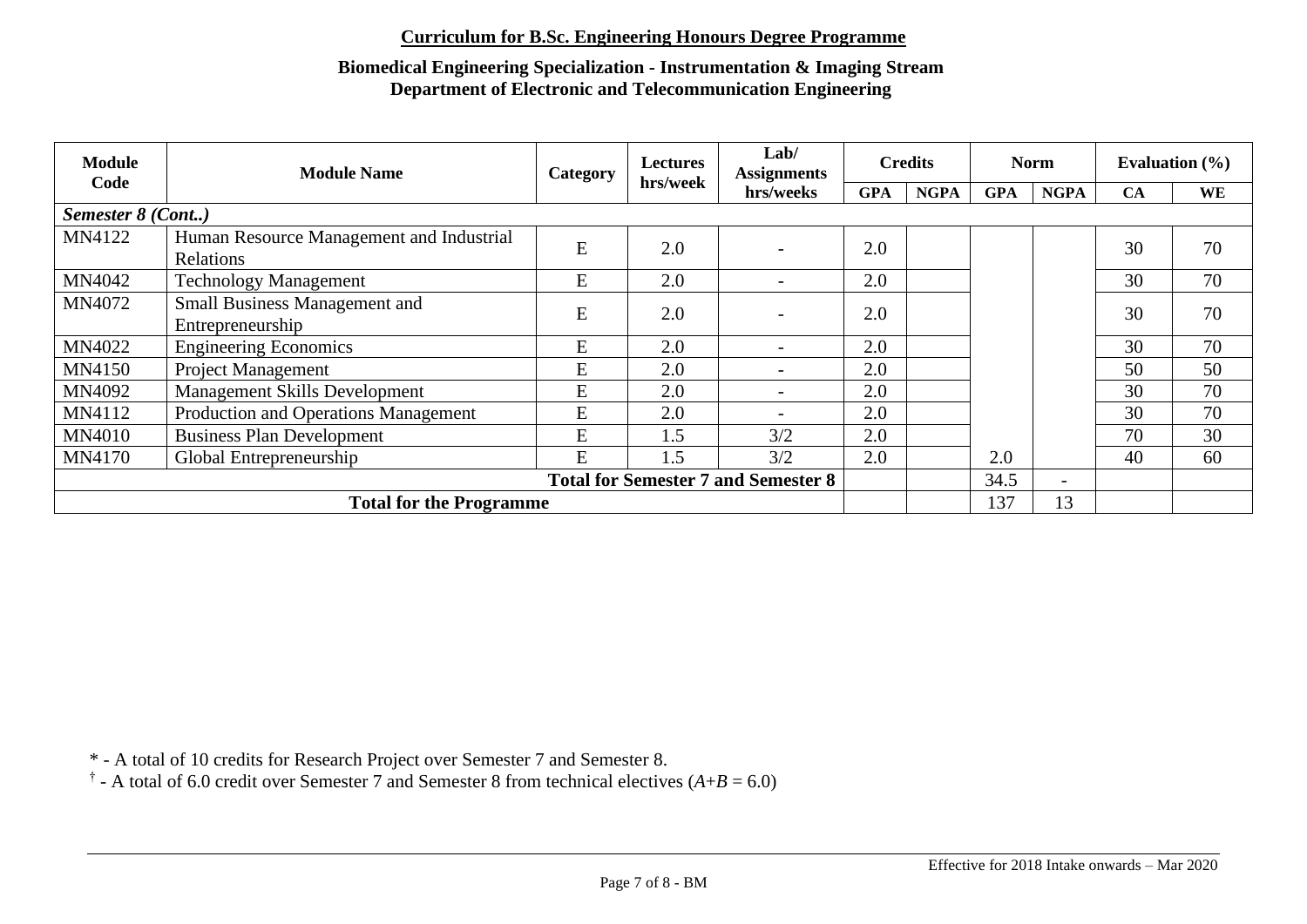**Curriculum for B.Sc. Engineering Honours Degree Programme**

**Biomedical Engineering Specialization - Instrumentation & Imaging Stream**
**Department of Electronic and Telecommunication Engineering**

| Module Code | Module Name | Category | Lectures hrs/week | Lab/ Assignments hrs/weeks | Credits | | Norm | | Evaluation (%) | |
|---|---|---|---|---|---|---|---|---|---|---|
| | | | | | GPA | NGPA | GPA | NGPA | CA | WE |
| ***Semester 8 (Cont..)*** | | | | | | | | | | |
| MN4122 | Human Resource Management and Industrial Relations | E | 2.0 | - | 2.0 | | | | 30 | 70 |
| MN4042 | Technology Management | E | 2.0 | - | 2.0 | | | | 30 | 70 |
| MN4072 | Small Business Management and Entrepreneurship | E | 2.0 | - | 2.0 | | | | 30 | 70 |
| MN4022 | Engineering Economics | E | 2.0 | - | 2.0 | | | | 30 | 70 |
| MN4150 | Project Management | E | 2.0 | - | 2.0 | | | | 50 | 50 |
| MN4092 | Management Skills Development | E | 2.0 | - | 2.0 | | | | 30 | 70 |
| MN4112 | Production and Operations Management | E | 2.0 | - | 2.0 | | | | 30 | 70 |
| MN4010 | Business Plan Development | E | 1.5 | 3/2 | 2.0 | | | | 70 | 30 |
| MN4170 | Global Entrepreneurship | E | 1.5 | 3/2 | 2.0 | | 2.0 | | 40 | 60 |
| | **Total for Semester 7 and Semester 8** | | | | | | 34.5 | - | | |
| | **Total for the Programme** | | | | | | 137 | 13 | | |

\* - A total of 10 credits for Research Project over Semester 7 and Semester 8.

† - A total of 6.0 credit over Semester 7 and Semester 8 from technical electives ($A+B = 6.0$)

Effective for 2018 Intake onwards – Mar 2020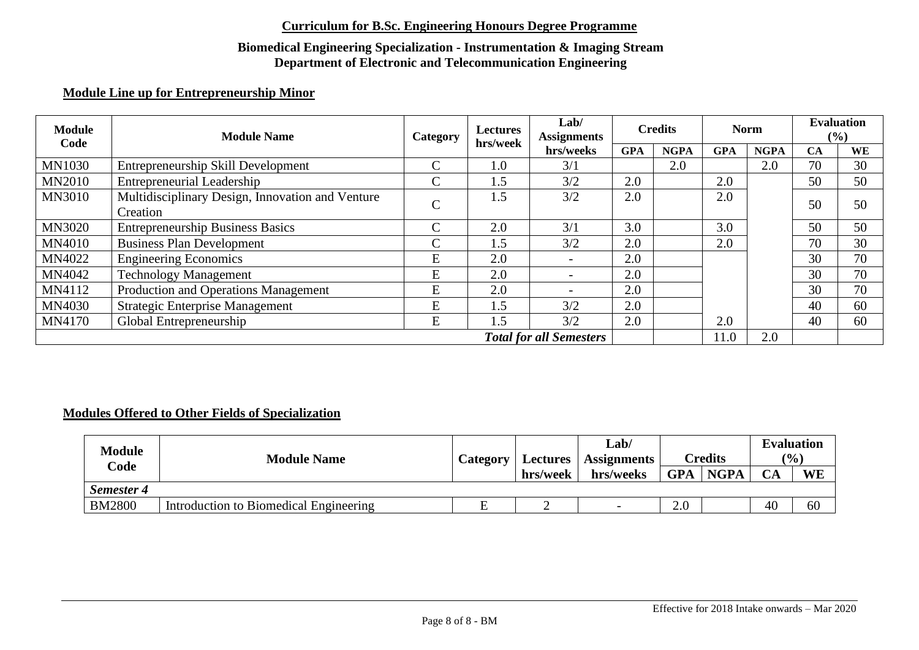**Curriculum for B.Sc. Engineering Honours Degree Programme**

**Biomedical Engineering Specialization - Instrumentation & Imaging Stream**
**Department of Electronic and Telecommunication Engineering**

## Module Line up for Entrepreneurship Minor

| Module Code | Module Name | Category | Lectures hrs/week | Lab/ Assignments hrs/weeks | Credits | | Norm | | Evaluation (%) | |
|---|---|---|---|---|---|---|---|---|---|---|
| | | | | | GPA | NGPA | GPA | NGPA | CA | WE |
| MN1030 | Entrepreneurship Skill Development | C | 1.0 | 3/1 | | 2.0 | | 2.0 | 70 | 30 |
| MN2010 | Entrepreneurial Leadership | C | 1.5 | 3/2 | 2.0 | | 2.0 | | 50 | 50 |
| MN3010 | Multidisciplinary Design, Innovation and Venture Creation | C | 1.5 | 3/2 | 2.0 | | 2.0 | | 50 | 50 |
| MN3020 | Entrepreneurship Business Basics | C | 2.0 | 3/1 | 3.0 | | 3.0 | | 50 | 50 |
| MN4010 | Business Plan Development | C | 1.5 | 3/2 | 2.0 | | 2.0 | | 70 | 30 |
| MN4022 | Engineering Economics | E | 2.0 | - | 2.0 | | | | 30 | 70 |
| MN4042 | Technology Management | E | 2.0 | - | 2.0 | | | | 30 | 70 |
| MN4112 | Production and Operations Management | E | 2.0 | - | 2.0 | | | | 30 | 70 |
| MN4030 | Strategic Enterprise Management | E | 1.5 | 3/2 | 2.0 | | | | 40 | 60 |
| MN4170 | Global Entrepreneurship | E | 1.5 | 3/2 | 2.0 | | 2.0 | | 40 | 60 |
| | | | | ***Total for all Semesters*** | | | 11.0 | 2.0 | | |

## Modules Offered to Other Fields of Specialization

| Module Code | Module Name | Category | Lectures hrs/week | Lab/ Assignments hrs/weeks | Credits | | Evaluation (%) | |
|---|---|---|---|---|---|---|---|---|
| | | | | | GPA | NGPA | CA | WE |
| ***Semester 4*** | | | | | | | | |
| BM2800 | Introduction to Biomedical Engineering | E | 2 | - | 2.0 | | 40 | 60 |

Effective for 2018 Intake onwards – Mar 2020